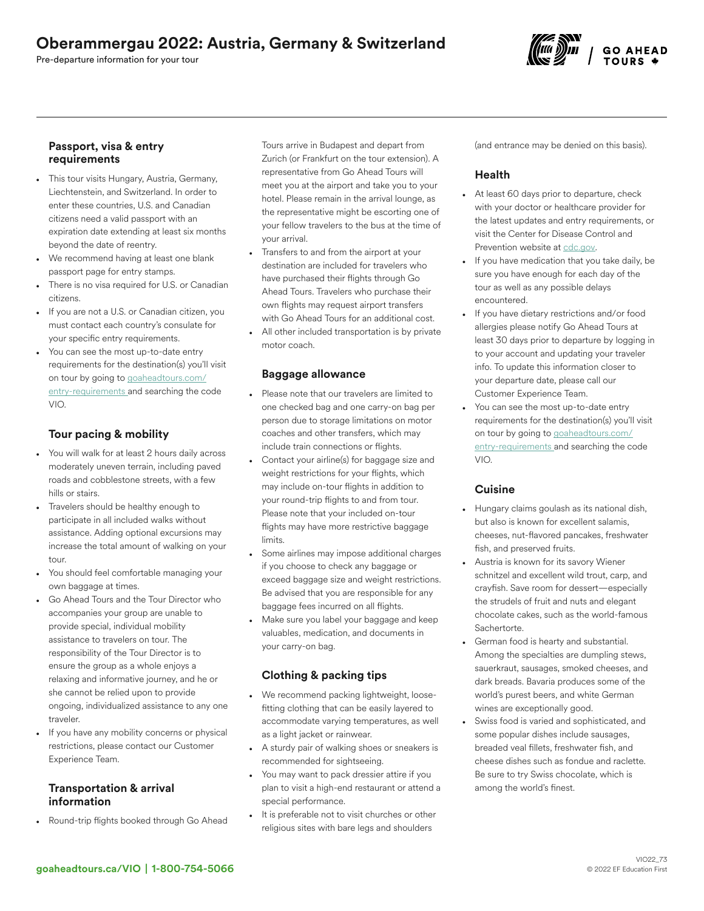# Oberammergau 2022: Austria, Germany & Switzerland

Pre-departure information for your tour

### Passport, visa & entry requirements

- This tour visits Hungary, Austria, Germany, Liechtenstein, and Switzerland. In order to enter these countries, U.S. and Canadian citizens need a valid passport with an expiration date extending at least six months beyond the date of reentry.
- We recommend having at least one blank passport page for entry stamps.
- There is no visa required for U.S. or Canadian citizens.
- If you are not a U.S. or Canadian citizen, you must contact each country's consulate for your specific entry requirements.
- You can see the most up-to-date entry requirements for the destination(s) you'll visit on tour by going to goaheadtours.com/entry-requirements and searching the code VIO.

### Tour pacing & mobility

- You will walk for at least 2 hours daily across moderately uneven terrain, including paved roads and cobblestone streets, with a few hills or stairs.
- Travelers should be healthy enough to participate in all included walks without assistance. Adding optional excursions may increase the total amount of walking on your tour.
- You should feel comfortable managing your own baggage at times.
- Go Ahead Tours and the Tour Director who accompanies your group are unable to provide special, individual mobility assistance to travelers on tour. The responsibility of the Tour Director is to ensure the group as a whole enjoys a relaxing and informative journey, and he or she cannot be relied upon to provide ongoing, individualized assistance to any one traveler.
- If you have any mobility concerns or physical restrictions, please contact our Customer Experience Team.

### Transportation & arrival information

- Round-trip flights booked through Go Ahead Tours arrive in Budapest and depart from Zurich (or Frankfurt on the tour extension). A representative from Go Ahead Tours will meet you at the airport and take you to your hotel. Please remain in the arrival lounge, as the representative might be escorting one of your fellow travelers to the bus at the time of your arrival.
- Transfers to and from the airport at your destination are included for travelers who have purchased their flights through Go Ahead Tours. Travelers who purchase their own flights may request airport transfers with Go Ahead Tours for an additional cost.
- All other included transportation is by private motor coach.

### Baggage allowance

- Please note that our travelers are limited to one checked bag and one carry-on bag per person due to storage limitations on motor coaches and other transfers, which may include train connections or flights.
- Contact your airline(s) for baggage size and weight restrictions for your flights, which may include on-tour flights in addition to your round-trip flights to and from tour. Please note that your included on-tour flights may have more restrictive baggage limits.
- Some airlines may impose additional charges if you choose to check any baggage or exceed baggage size and weight restrictions. Be advised that you are responsible for any baggage fees incurred on all flights.
- Make sure you label your baggage and keep valuables, medication, and documents in your carry-on bag.

### Clothing & packing tips

- We recommend packing lightweight, loose-fitting clothing that can be easily layered to accommodate varying temperatures, as well as a light jacket or rainwear.
- A sturdy pair of walking shoes or sneakers is recommended for sightseeing.
- You may want to pack dressier attire if you plan to visit a high-end restaurant or attend a special performance.
- It is preferable not to visit churches or other religious sites with bare legs and shoulders (and entrance may be denied on this basis).

### Health

- At least 60 days prior to departure, check with your doctor or healthcare provider for the latest updates and entry requirements, or visit the Center for Disease Control and Prevention website at cdc.gov.
- If you have medication that you take daily, be sure you have enough for each day of the tour as well as any possible delays encountered.
- If you have dietary restrictions and/or food allergies please notify Go Ahead Tours at least 30 days prior to departure by logging in to your account and updating your traveler info. To update this information closer to your departure date, please call our Customer Experience Team.
- You can see the most up-to-date entry requirements for the destination(s) you'll visit on tour by going to goaheadtours.com/entry-requirements and searching the code VIO.

### Cuisine

- Hungary claims goulash as its national dish, but also is known for excellent salamis, cheeses, nut-flavored pancakes, freshwater fish, and preserved fruits.
- Austria is known for its savory Wiener schnitzel and excellent wild trout, carp, and crayfish. Save room for dessert—especially the strudels of fruit and nuts and elegant chocolate cakes, such as the world-famous Sachertorte.
- German food is hearty and substantial. Among the specialties are dumpling stews, sauerkraut, sausages, smoked cheeses, and dark breads. Bavaria produces some of the world's purest beers, and white German wines are exceptionally good.
- Swiss food is varied and sophisticated, and some popular dishes include sausages, breaded veal fillets, freshwater fish, and cheese dishes such as fondue and raclette. Be sure to try Swiss chocolate, which is among the world's finest.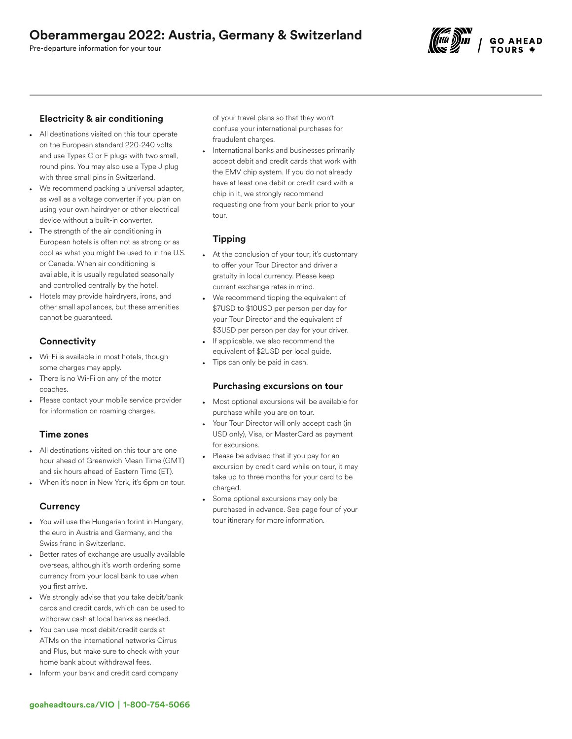# Oberammergau 2022: Austria, Germany & Switzerland

Pre-departure information for your tour

### Electricity & air conditioning

- All destinations visited on this tour operate on the European standard 220-240 volts and use Types C or F plugs with two small, round pins. You may also use a Type J plug with three small pins in Switzerland.
- We recommend packing a universal adapter, as well as a voltage converter if you plan on using your own hairdryer or other electrical device without a built-in converter.
- The strength of the air conditioning in European hotels is often not as strong or as cool as what you might be used to in the U.S. or Canada. When air conditioning is available, it is usually regulated seasonally and controlled centrally by the hotel.
- Hotels may provide hairdryers, irons, and other small appliances, but these amenities cannot be guaranteed.

### Connectivity

- Wi-Fi is available in most hotels, though some charges may apply.
- There is no Wi-Fi on any of the motor coaches.
- Please contact your mobile service provider for information on roaming charges.

### Time zones

- All destinations visited on this tour are one hour ahead of Greenwich Mean Time (GMT) and six hours ahead of Eastern Time (ET).
- When it's noon in New York, it's 6pm on tour.

### Currency

- You will use the Hungarian forint in Hungary, the euro in Austria and Germany, and the Swiss franc in Switzerland.
- Better rates of exchange are usually available overseas, although it's worth ordering some currency from your local bank to use when you first arrive.
- We strongly advise that you take debit/bank cards and credit cards, which can be used to withdraw cash at local banks as needed.
- You can use most debit/credit cards at ATMs on the international networks Cirrus and Plus, but make sure to check with your home bank about withdrawal fees.
- Inform your bank and credit card company of your travel plans so that they won't confuse your international purchases for fraudulent charges.
- International banks and businesses primarily accept debit and credit cards that work with the EMV chip system. If you do not already have at least one debit or credit card with a chip in it, we strongly recommend requesting one from your bank prior to your tour.

### Tipping

- At the conclusion of your tour, it's customary to offer your Tour Director and driver a gratuity in local currency. Please keep current exchange rates in mind.
- We recommend tipping the equivalent of $7USD to $10USD per person per day for your Tour Director and the equivalent of $3USD per person per day for your driver.
- If applicable, we also recommend the equivalent of $2USD per local guide.
- Tips can only be paid in cash.

### Purchasing excursions on tour

- Most optional excursions will be available for purchase while you are on tour.
- Your Tour Director will only accept cash (in USD only), Visa, or MasterCard as payment for excursions.
- Please be advised that if you pay for an excursion by credit card while on tour, it may take up to three months for your card to be charged.
- Some optional excursions may only be purchased in advance. See page four of your tour itinerary for more information.

**goaheadtours.ca/VIO | 1-800-754-5066**